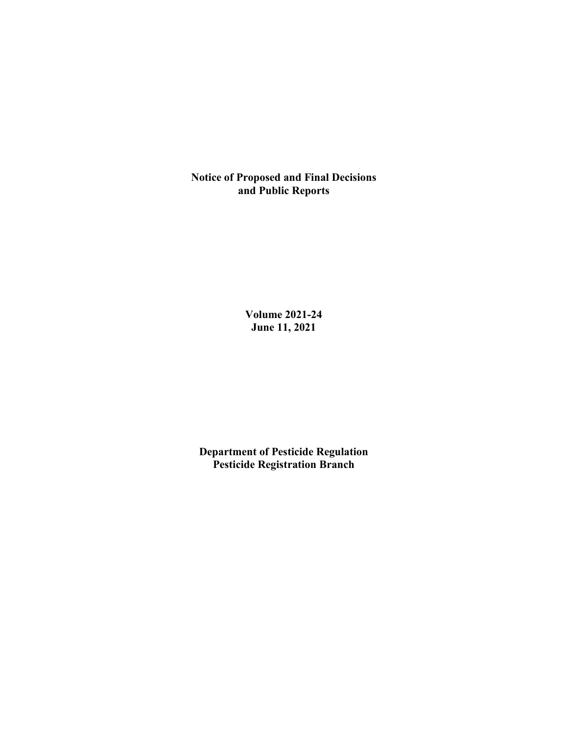# Notice of Proposed and Final Decisions and Public Reports

**Volume 2021-24**
**June 11, 2021**

**Department of Pesticide Regulation**
**Pesticide Registration Branch**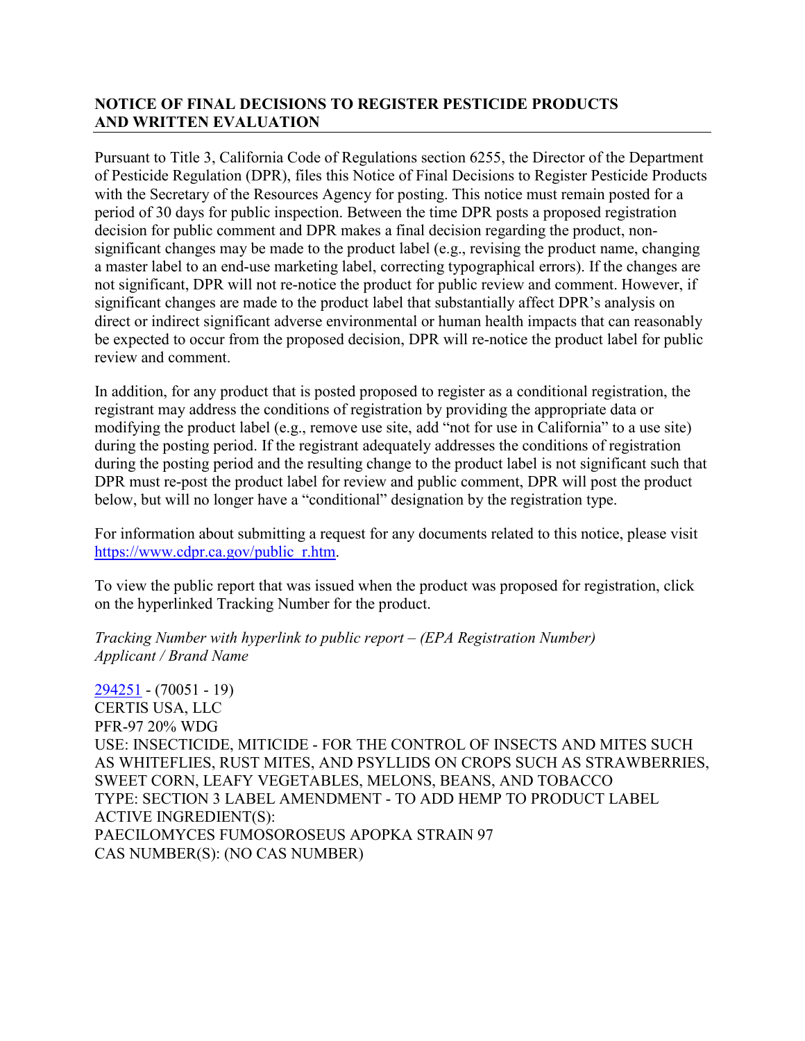## NOTICE OF FINAL DECISIONS TO REGISTER PESTICIDE PRODUCTS AND WRITTEN EVALUATION

Pursuant to Title 3, California Code of Regulations section 6255, the Director of the Department of Pesticide Regulation (DPR), files this Notice of Final Decisions to Register Pesticide Products with the Secretary of the Resources Agency for posting. This notice must remain posted for a period of 30 days for public inspection. Between the time DPR posts a proposed registration decision for public comment and DPR makes a final decision regarding the product, non-significant changes may be made to the product label (e.g., revising the product name, changing a master label to an end-use marketing label, correcting typographical errors). If the changes are not significant, DPR will not re-notice the product for public review and comment. However, if significant changes are made to the product label that substantially affect DPR's analysis on direct or indirect significant adverse environmental or human health impacts that can reasonably be expected to occur from the proposed decision, DPR will re-notice the product label for public review and comment.

In addition, for any product that is posted proposed to register as a conditional registration, the registrant may address the conditions of registration by providing the appropriate data or modifying the product label (e.g., remove use site, add "not for use in California" to a use site) during the posting period. If the registrant adequately addresses the conditions of registration during the posting period and the resulting change to the product label is not significant such that DPR must re-post the product label for review and public comment, DPR will post the product below, but will no longer have a "conditional" designation by the registration type.

For information about submitting a request for any documents related to this notice, please visit https://www.cdpr.ca.gov/public_r.htm.

To view the public report that was issued when the product was proposed for registration, click on the hyperlinked Tracking Number for the product.

*Tracking Number with hyperlink to public report – (EPA Registration Number)*
*Applicant / Brand Name*

294251 - (70051 - 19)
CERTIS USA, LLC
PFR-97 20% WDG
USE: INSECTICIDE, MITICIDE - FOR THE CONTROL OF INSECTS AND MITES SUCH AS WHITEFLIES, RUST MITES, AND PSYLLIDS ON CROPS SUCH AS STRAWBERRIES, SWEET CORN, LEAFY VEGETABLES, MELONS, BEANS, AND TOBACCO
TYPE: SECTION 3 LABEL AMENDMENT - TO ADD HEMP TO PRODUCT LABEL
ACTIVE INGREDIENT(S):
PAECILOMYCES FUMOSOROSEUS APOPKA STRAIN 97
CAS NUMBER(S): (NO CAS NUMBER)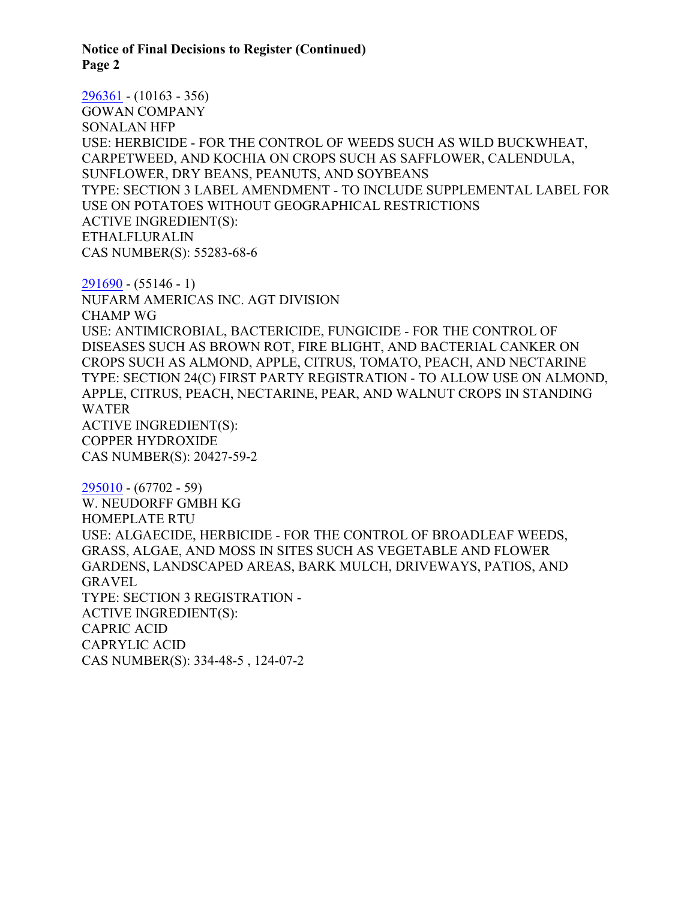[296361](296361) - (10163 - 356)
GOWAN COMPANY
SONALAN HFP
USE: HERBICIDE - FOR THE CONTROL OF WEEDS SUCH AS WILD BUCKWHEAT, CARPETWEED, AND KOCHIA ON CROPS SUCH AS SAFFLOWER, CALENDULA, SUNFLOWER, DRY BEANS, PEANUTS, AND SOYBEANS
TYPE: SECTION 3 LABEL AMENDMENT - TO INCLUDE SUPPLEMENTAL LABEL FOR USE ON POTATOES WITHOUT GEOGRAPHICAL RESTRICTIONS
ACTIVE INGREDIENT(S):
ETHALFLURALIN
CAS NUMBER(S): 55283-68-6

[291690](291690) - (55146 - 1)
NUFARM AMERICAS INC. AGT DIVISION
CHAMP WG
USE: ANTIMICROBIAL, BACTERICIDE, FUNGICIDE - FOR THE CONTROL OF DISEASES SUCH AS BROWN ROT, FIRE BLIGHT, AND BACTERIAL CANKER ON CROPS SUCH AS ALMOND, APPLE, CITRUS, TOMATO, PEACH, AND NECTARINE
TYPE: SECTION 24(C) FIRST PARTY REGISTRATION - TO ALLOW USE ON ALMOND, APPLE, CITRUS, PEACH, NECTARINE, PEAR, AND WALNUT CROPS IN STANDING WATER
ACTIVE INGREDIENT(S):
COPPER HYDROXIDE
CAS NUMBER(S): 20427-59-2

[295010](295010) - (67702 - 59)
W. NEUDORFF GMBH KG
HOMEPLATE RTU
USE: ALGAECIDE, HERBICIDE - FOR THE CONTROL OF BROADLEAF WEEDS, GRASS, ALGAE, AND MOSS IN SITES SUCH AS VEGETABLE AND FLOWER GARDENS, LANDSCAPED AREAS, BARK MULCH, DRIVEWAYS, PATIOS, AND GRAVEL
TYPE: SECTION 3 REGISTRATION -
ACTIVE INGREDIENT(S):
CAPRIC ACID
CAPRYLIC ACID
CAS NUMBER(S): 334-48-5 , 124-07-2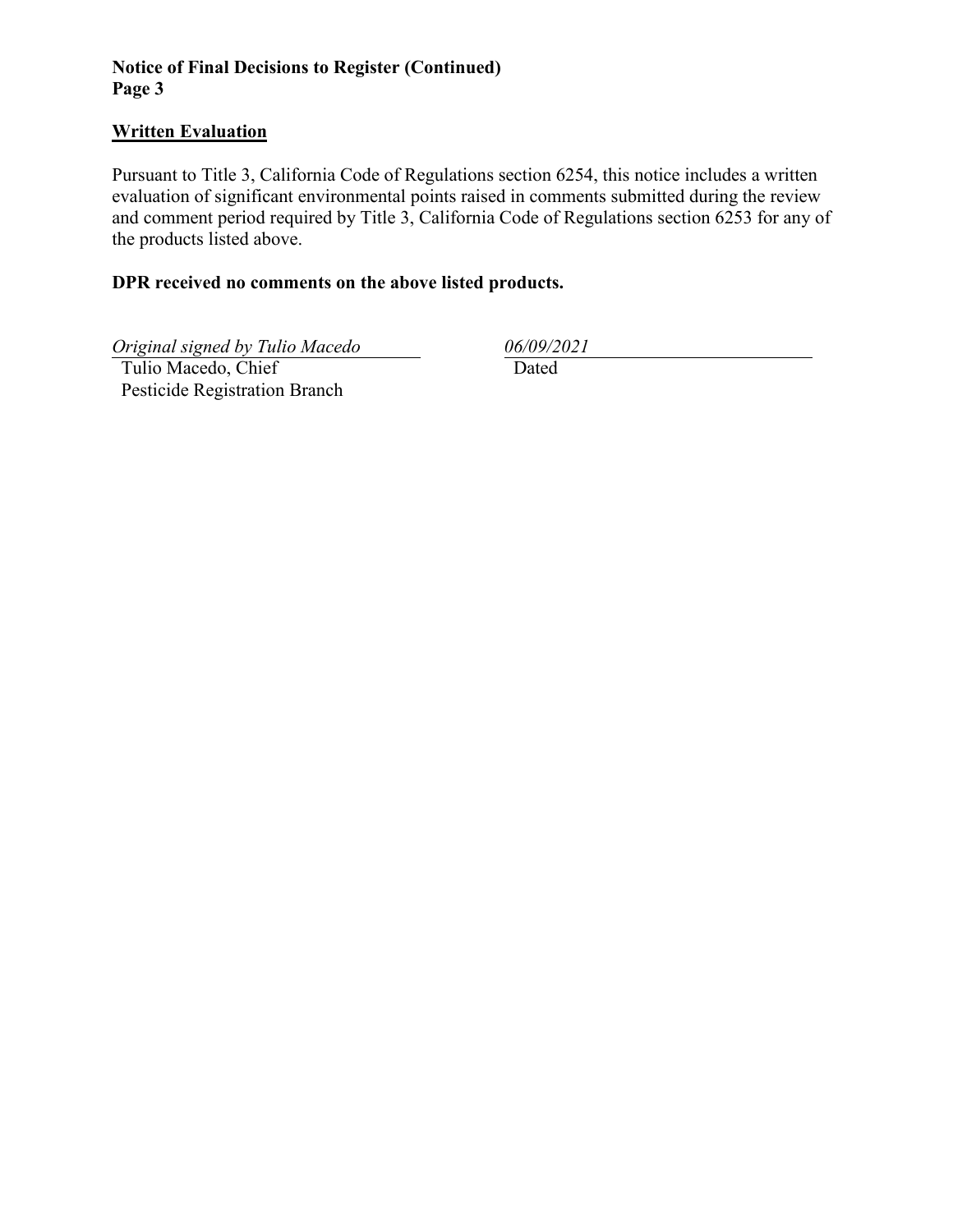## Written Evaluation

Pursuant to Title 3, California Code of Regulations section 6254, this notice includes a written evaluation of significant environmental points raised in comments submitted during the review and comment period required by Title 3, California Code of Regulations section 6253 for any of the products listed above.

**DPR received no comments on the above listed products.**

*Original signed by Tulio Macedo*
Tulio Macedo, Chief
Pesticide Registration Branch

*06/09/2021*
Dated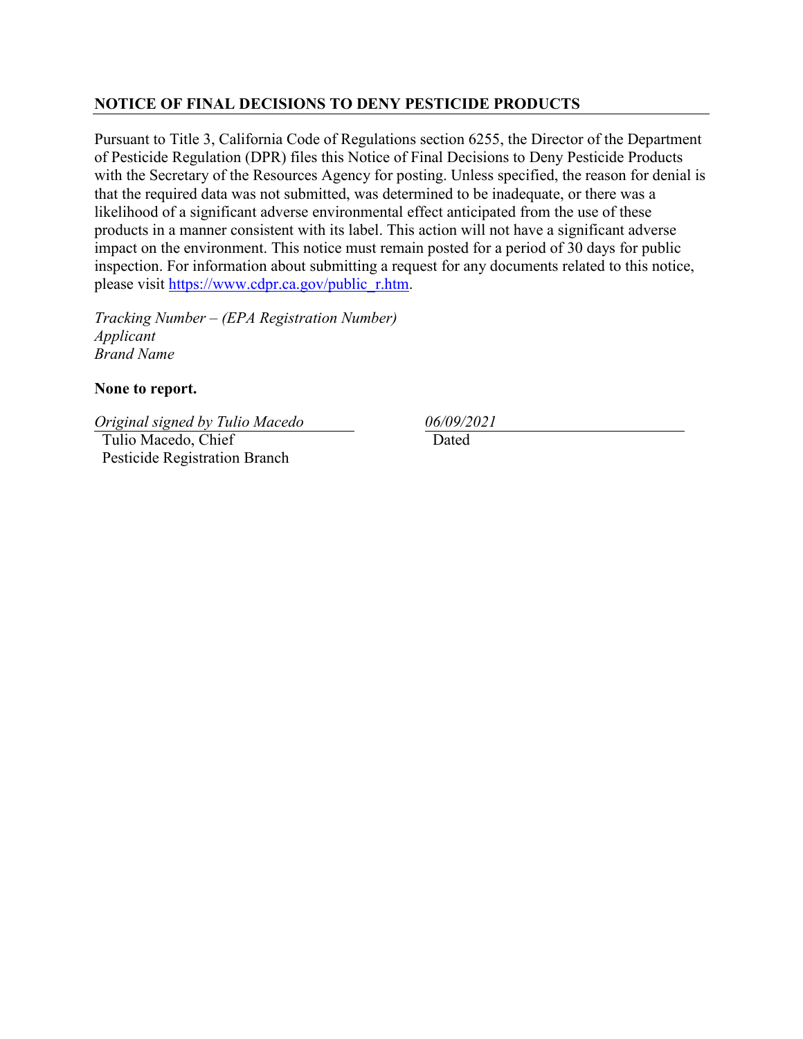## NOTICE OF FINAL DECISIONS TO DENY PESTICIDE PRODUCTS

Pursuant to Title 3, California Code of Regulations section 6255, the Director of the Department of Pesticide Regulation (DPR) files this Notice of Final Decisions to Deny Pesticide Products with the Secretary of the Resources Agency for posting. Unless specified, the reason for denial is that the required data was not submitted, was determined to be inadequate, or there was a likelihood of a significant adverse environmental effect anticipated from the use of these products in a manner consistent with its label. This action will not have a significant adverse impact on the environment. This notice must remain posted for a period of 30 days for public inspection. For information about submitting a request for any documents related to this notice, please visit https://www.cdpr.ca.gov/public_r.htm.

*Tracking Number – (EPA Registration Number)*
*Applicant*
*Brand Name*

**None to report.**

*Original signed by Tulio Macedo*
Tulio Macedo, Chief
Pesticide Registration Branch

*06/09/2021*
Dated